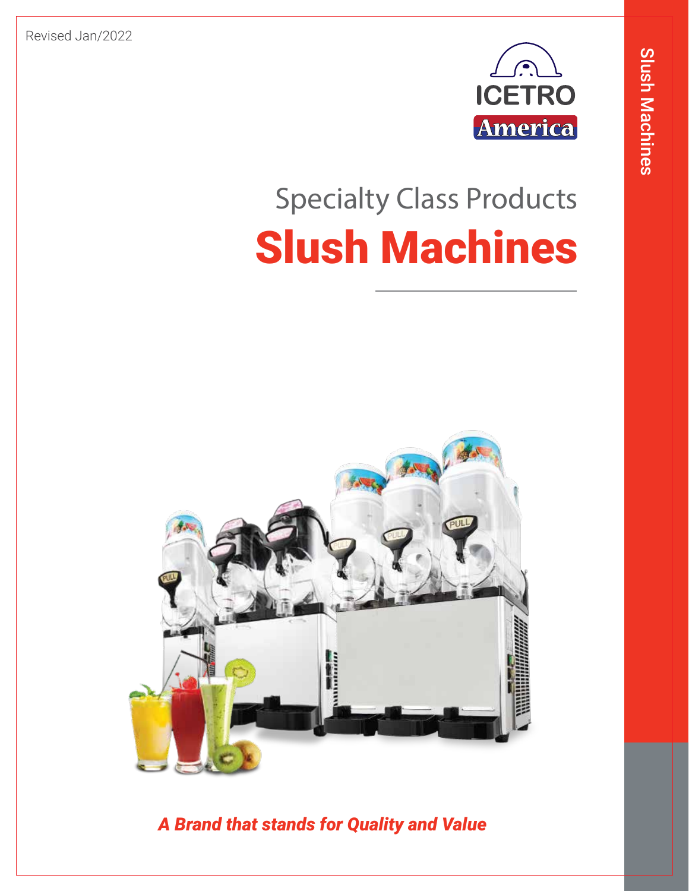Revised Jan/2022

ICETRO America

Specialty Class Products

# Slush Machines

***A Brand that stands for Quality and Value***

Slush Machines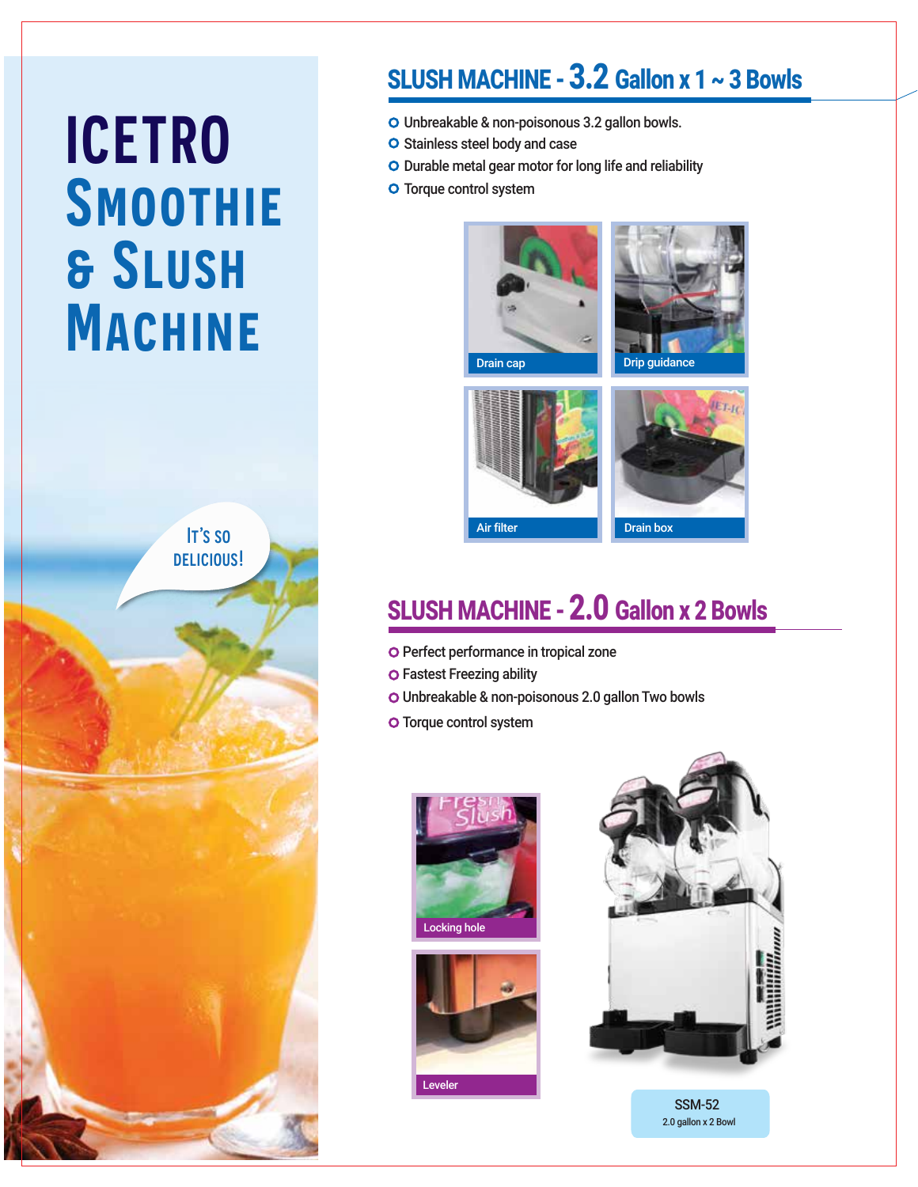# ICETRO SMOOTHIE & SLUSH MACHINE

IT'S SO DELICIOUS!

## SLUSH MACHINE - 3.2 Gallon x 1 ~ 3 Bowls

- Unbreakable & non-poisonous 3.2 gallon bowls.
- Stainless steel body and case
- Durable metal gear motor for long life and reliability
- Torque control system

Drain cap

Drip guidance

Air filter

Drain box

## SLUSH MACHINE - 2.0 Gallon x 2 Bowls

- Perfect performance in tropical zone
- Fastest Freezing ability
- Unbreakable & non-poisonous 2.0 gallon Two bowls
- Torque control system

Locking hole

Leveler

SSM-52
2.0 gallon x 2 Bowl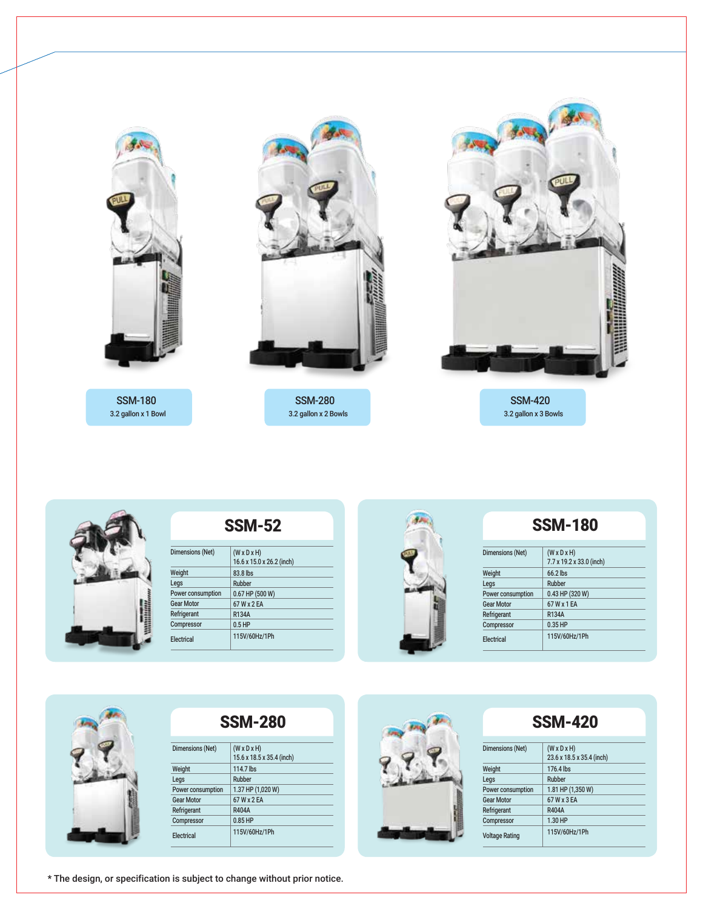SSM-180
3.2 gallon x 1 Bowl

SSM-280
3.2 gallon x 2 Bowls

SSM-420
3.2 gallon x 3 Bowls

## SSM-52

| | |
|---|---|
| Dimensions (Net) | (W x D x H) 16.6 x 15.0 x 26.2 (inch) |
| Weight | 83.8 lbs |
| Legs | Rubber |
| Power consumption | 0.67 HP (500 W) |
| Gear Motor | 67 W x 2 EA |
| Refrigerant | R134A |
| Compressor | 0.5 HP |
| Electrical | 115V/60Hz/1Ph |

## SSM-180

| | |
|---|---|
| Dimensions (Net) | (W x D x H) 7.7 x 19.2 x 33.0 (inch) |
| Weight | 66.2 lbs |
| Legs | Rubber |
| Power consumption | 0.43 HP (320 W) |
| Gear Motor | 67 W x 1 EA |
| Refrigerant | R134A |
| Compressor | 0.35 HP |
| Electrical | 115V/60Hz/1Ph |

## SSM-280

| | |
|---|---|
| Dimensions (Net) | (W x D x H) 15.6 x 18.5 x 35.4 (inch) |
| Weight | 114.7 lbs |
| Legs | Rubber |
| Power consumption | 1.37 HP (1,020 W) |
| Gear Motor | 67 W x 2 EA |
| Refrigerant | R404A |
| Compressor | 0.85 HP |
| Electrical | 115V/60Hz/1Ph |

## SSM-420

| | |
|---|---|
| Dimensions (Net) | (W x D x H) 23.6 x 18.5 x 35.4 (inch) |
| Weight | 176.4 lbs |
| Legs | Rubber |
| Power consumption | 1.81 HP (1,350 W) |
| Gear Motor | 67 W x 3 EA |
| Refrigerant | R404A |
| Compressor | 1.30 HP |
| Voltage Rating | 115V/60Hz/1Ph |

* The design, or specification is subject to change without prior notice.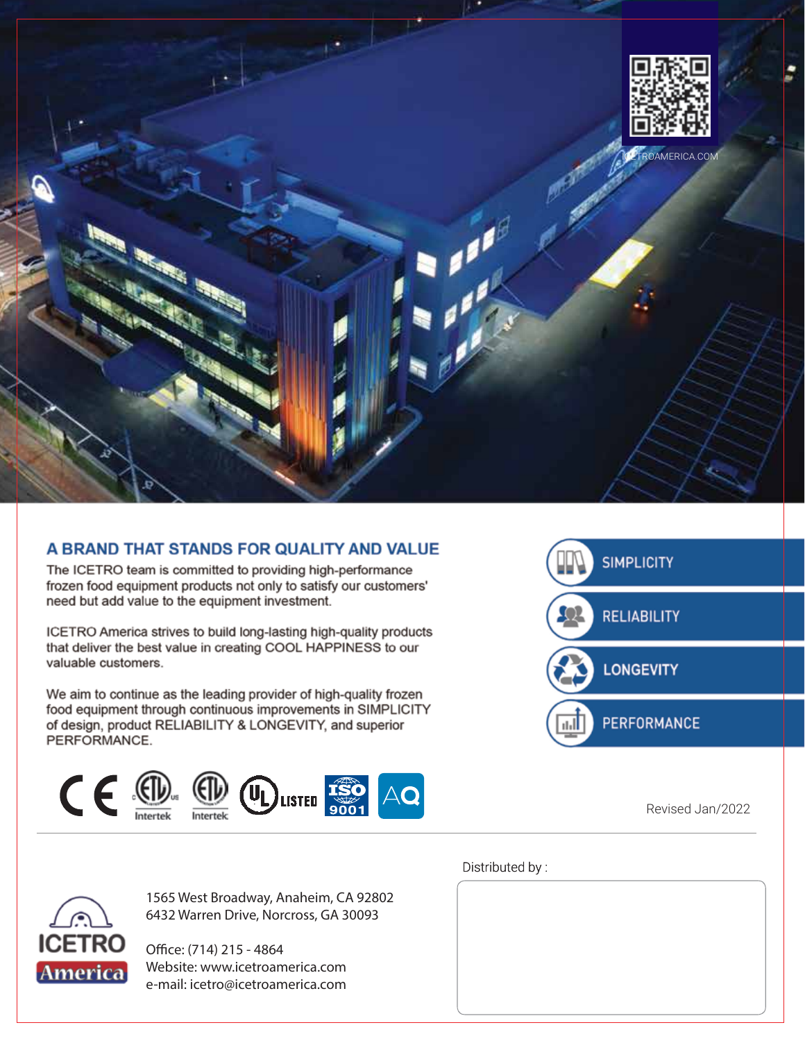ICETROAMERICA.COM

## A BRAND THAT STANDS FOR QUALITY AND VALUE

The ICETRO team is committed to providing high-performance frozen food equipment products not only to satisfy our customers' need but add value to the equipment investment.

ICETRO America strives to build long-lasting high-quality products that deliver the best value in creating COOL HAPPINESS to our valuable customers.

We aim to continue as the leading provider of high-quality frozen food equipment through continuous improvements in SIMPLICITY of design, product RELIABILITY & LONGEVITY, and superior PERFORMANCE.

- SIMPLICITY
- RELIABILITY
- LONGEVITY
- PERFORMANCE

CE · Intertek · Intertek · UL LISTED · ISO 9001 · AQ

Revised Jan/2022

ICETRO America

1565 West Broadway, Anaheim, CA 92802
6432 Warren Drive, Norcross, GA 30093

Office: (714) 215 - 4864
Website: www.icetroamerica.com
e-mail: icetro@icetroamerica.com

Distributed by :